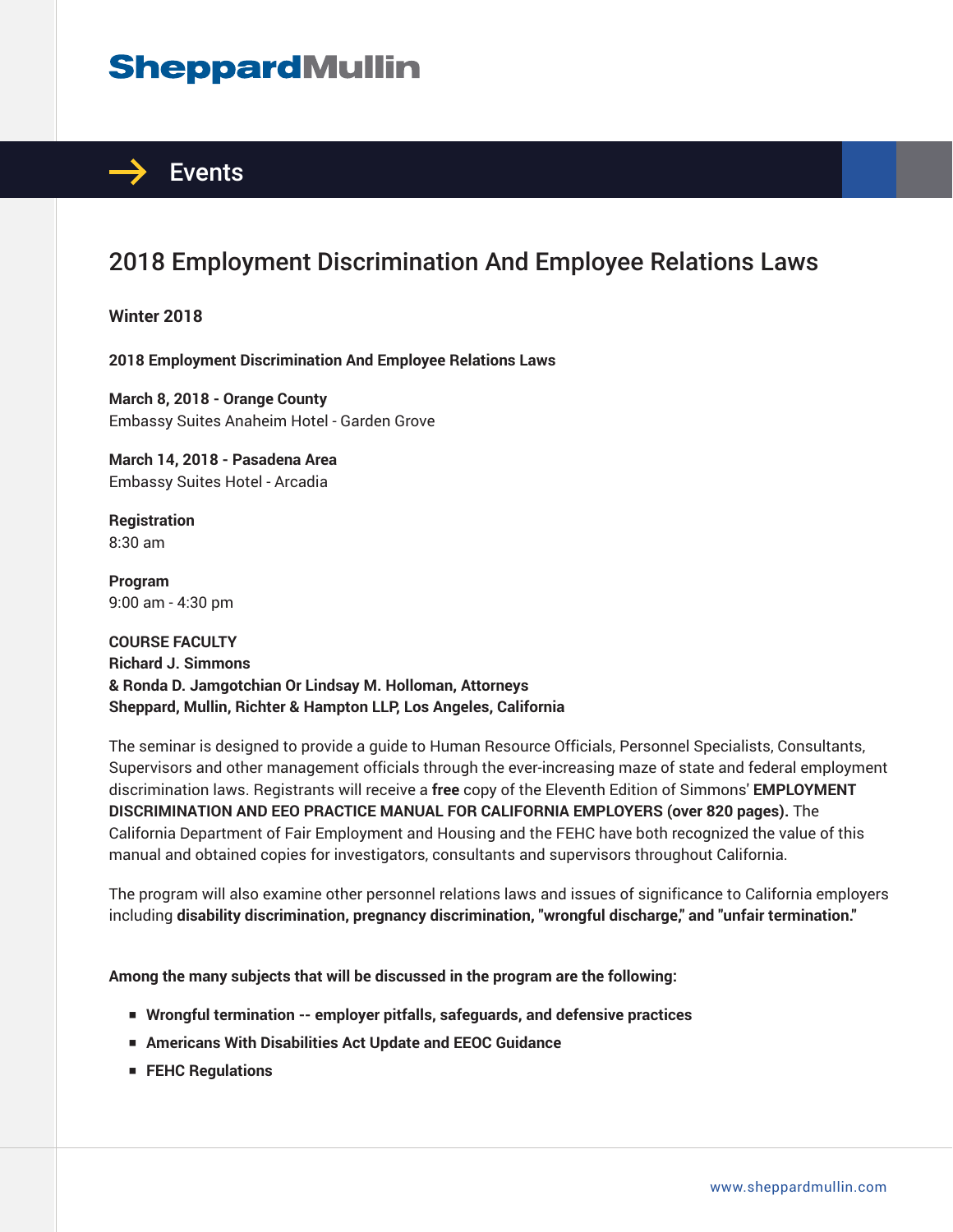SheppardMullin

→ Events

# 2018 Employment Discrimination And Employee Relations Laws

**Winter 2018**

**2018 Employment Discrimination And Employee Relations Laws**

**March 8, 2018 - Orange County**
Embassy Suites Anaheim Hotel - Garden Grove

**March 14, 2018 - Pasadena Area**
Embassy Suites Hotel - Arcadia

**Registration**
8:30 am

**Program**
9:00 am - 4:30 pm

**COURSE FACULTY**
**Richard J. Simmons**
**& Ronda D. Jamgotchian Or Lindsay M. Holloman, Attorneys**
**Sheppard, Mullin, Richter & Hampton LLP, Los Angeles, California**

The seminar is designed to provide a guide to Human Resource Officials, Personnel Specialists, Consultants, Supervisors and other management officials through the ever-increasing maze of state and federal employment discrimination laws. Registrants will receive a **free** copy of the Eleventh Edition of Simmons' **EMPLOYMENT DISCRIMINATION AND EEO PRACTICE MANUAL FOR CALIFORNIA EMPLOYERS (over 820 pages).** The California Department of Fair Employment and Housing and the FEHC have both recognized the value of this manual and obtained copies for investigators, consultants and supervisors throughout California.

The program will also examine other personnel relations laws and issues of significance to California employers including **disability discrimination, pregnancy discrimination, "wrongful discharge," and "unfair termination."**

**Among the many subjects that will be discussed in the program are the following:**

- **Wrongful termination -- employer pitfalls, safeguards, and defensive practices**
- **Americans With Disabilities Act Update and EEOC Guidance**
- **FEHC Regulations**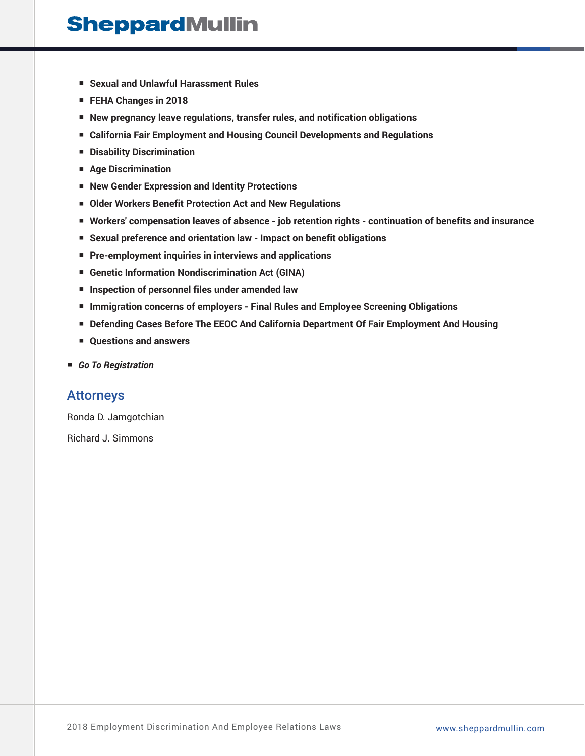- **Sexual and Unlawful Harassment Rules**
- **FEHA Changes in 2018**
- **New pregnancy leave regulations, transfer rules, and notification obligations**
- **California Fair Employment and Housing Council Developments and Regulations**
- **Disability Discrimination**
- **Age Discrimination**
- **New Gender Expression and Identity Protections**
- **Older Workers Benefit Protection Act and New Regulations**
- **Workers' compensation leaves of absence - job retention rights - continuation of benefits and insurance**
- **Sexual preference and orientation law - Impact on benefit obligations**
- **Pre-employment inquiries in interviews and applications**
- **Genetic Information Nondiscrimination Act (GINA)**
- **Inspection of personnel files under amended law**
- **Immigration concerns of employers - Final Rules and Employee Screening Obligations**
- **Defending Cases Before The EEOC And California Department Of Fair Employment And Housing**
- **Questions and answers**

- ***Go To Registration***

## Attorneys

Ronda D. Jamgotchian

Richard J. Simmons